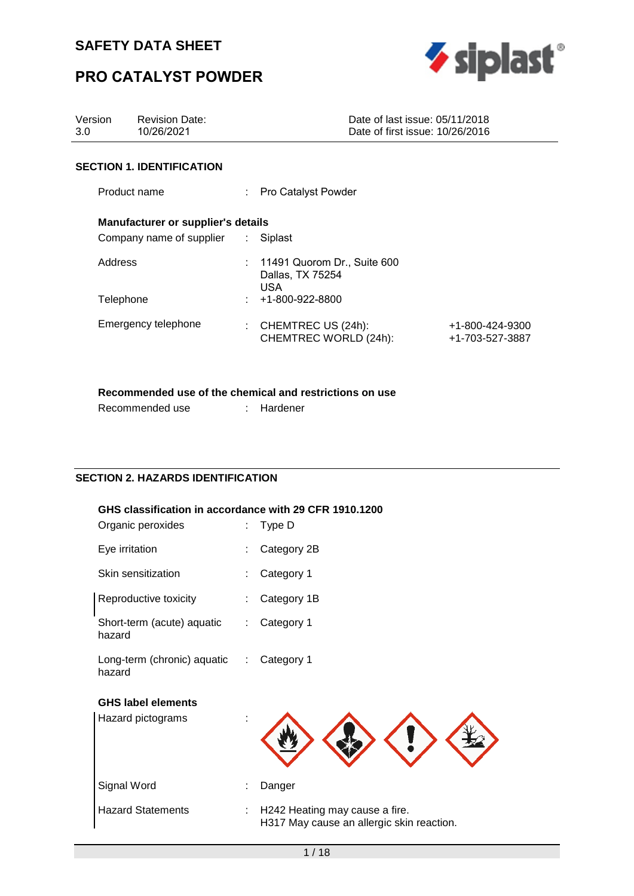# SAFETY DATA SHEET

# PRO CATALYST POWDER

| Version | Revision Date: | Date of last issue: 05/11/2018 |
|---|---|---|
| 3.0 | 10/26/2021 | Date of first issue: 10/26/2016 |

## SECTION 1. IDENTIFICATION

Product name : Pro Catalyst Powder

**Manufacturer or supplier's details**

Company name of supplier : Siplast

Address : 11491 Quorom Dr., Suite 600
Dallas, TX 75254
USA

Telephone : +1-800-922-8800

Emergency telephone : CHEMTREC US (24h): +1-800-424-9300
CHEMTREC WORLD (24h): +1-703-527-3887

**Recommended use of the chemical and restrictions on use**

Recommended use : Hardener

## SECTION 2. HAZARDS IDENTIFICATION

**GHS classification in accordance with 29 CFR 1910.1200**

Organic peroxides : Type D

Eye irritation : Category 2B

Skin sensitization : Category 1

Reproductive toxicity : Category 1B

Short-term (acute) aquatic hazard : Category 1

Long-term (chronic) aquatic hazard : Category 1

**GHS label elements**

Hazard pictograms :

Signal Word : Danger

Hazard Statements : H242 Heating may cause a fire.
H317 May cause an allergic skin reaction.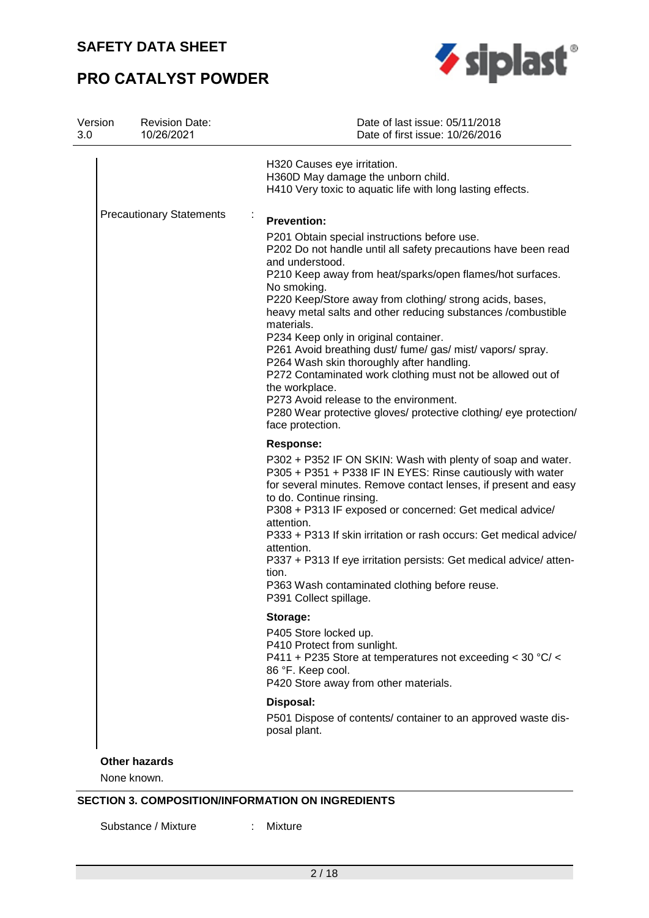| Version | Revision Date: | Date of last issue: 05/11/2018 |
|---|---|---|
| 3.0 | 10/26/2021 | Date of first issue: 10/26/2016 |

H320 Causes eye irritation.
H360D May damage the unborn child.
H410 Very toxic to aquatic life with long lasting effects.

Precautionary Statements :

**Prevention:**

P201 Obtain special instructions before use.
P202 Do not handle until all safety precautions have been read and understood.
P210 Keep away from heat/sparks/open flames/hot surfaces. No smoking.
P220 Keep/Store away from clothing/ strong acids, bases, heavy metal salts and other reducing substances /combustible materials.
P234 Keep only in original container.
P261 Avoid breathing dust/ fume/ gas/ mist/ vapors/ spray.
P264 Wash skin thoroughly after handling.
P272 Contaminated work clothing must not be allowed out of the workplace.
P273 Avoid release to the environment.
P280 Wear protective gloves/ protective clothing/ eye protection/ face protection.

**Response:**

P302 + P352 IF ON SKIN: Wash with plenty of soap and water.
P305 + P351 + P338 IF IN EYES: Rinse cautiously with water for several minutes. Remove contact lenses, if present and easy to do. Continue rinsing.
P308 + P313 IF exposed or concerned: Get medical advice/ attention.
P333 + P313 If skin irritation or rash occurs: Get medical advice/ attention.
P337 + P313 If eye irritation persists: Get medical advice/ attention.
P363 Wash contaminated clothing before reuse.
P391 Collect spillage.

**Storage:**

P405 Store locked up.
P410 Protect from sunlight.
P411 + P235 Store at temperatures not exceeding < 30 °C/ < 86 °F. Keep cool.
P420 Store away from other materials.

**Disposal:**

P501 Dispose of contents/ container to an approved waste disposal plant.

**Other hazards**

None known.

## SECTION 3. COMPOSITION/INFORMATION ON INGREDIENTS

Substance / Mixture : Mixture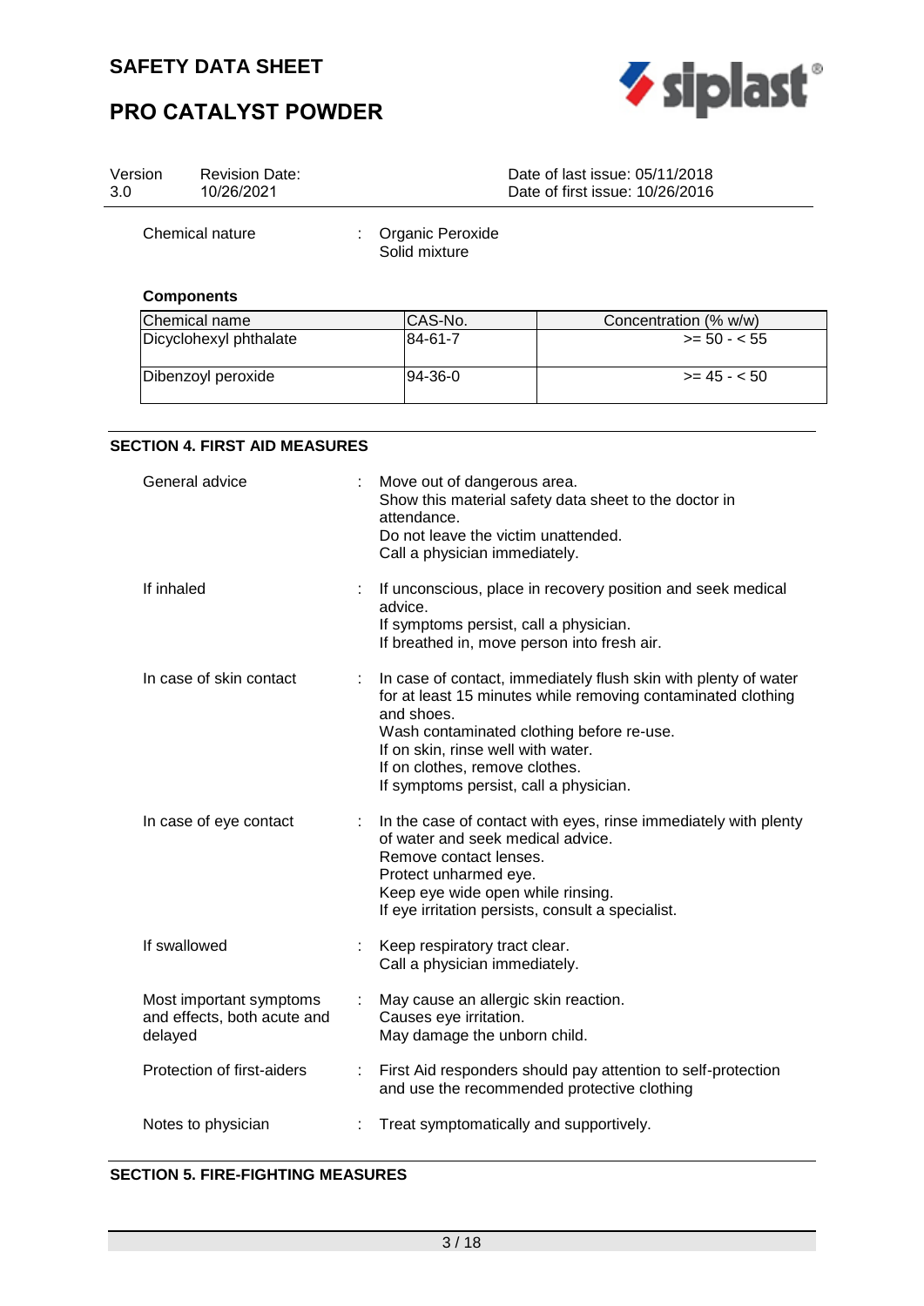| Version 3.0 | Revision Date: 10/26/2021 | Date of last issue: 05/11/2018<br>Date of first issue: 10/26/2016 |
|---|---|---|

Chemical nature : Organic Peroxide
Solid mixture

**Components**

| Chemical name | CAS-No. | Concentration (% w/w) |
|---|---|---|
| Dicyclohexyl phthalate | 84-61-7 | >= 50 - < 55 |
| Dibenzoyl peroxide | 94-36-0 | >= 45 - < 50 |

## SECTION 4. FIRST AID MEASURES

General advice : Move out of dangerous area.
Show this material safety data sheet to the doctor in attendance.
Do not leave the victim unattended.
Call a physician immediately.

If inhaled : If unconscious, place in recovery position and seek medical advice.
If symptoms persist, call a physician.
If breathed in, move person into fresh air.

In case of skin contact : In case of contact, immediately flush skin with plenty of water for at least 15 minutes while removing contaminated clothing and shoes.
Wash contaminated clothing before re-use.
If on skin, rinse well with water.
If on clothes, remove clothes.
If symptoms persist, call a physician.

In case of eye contact : In the case of contact with eyes, rinse immediately with plenty of water and seek medical advice.
Remove contact lenses.
Protect unharmed eye.
Keep eye wide open while rinsing.
If eye irritation persists, consult a specialist.

If swallowed : Keep respiratory tract clear.
Call a physician immediately.

Most important symptoms and effects, both acute and delayed : May cause an allergic skin reaction.
Causes eye irritation.
May damage the unborn child.

Protection of first-aiders : First Aid responders should pay attention to self-protection and use the recommended protective clothing

Notes to physician : Treat symptomatically and supportively.

## SECTION 5. FIRE-FIGHTING MEASURES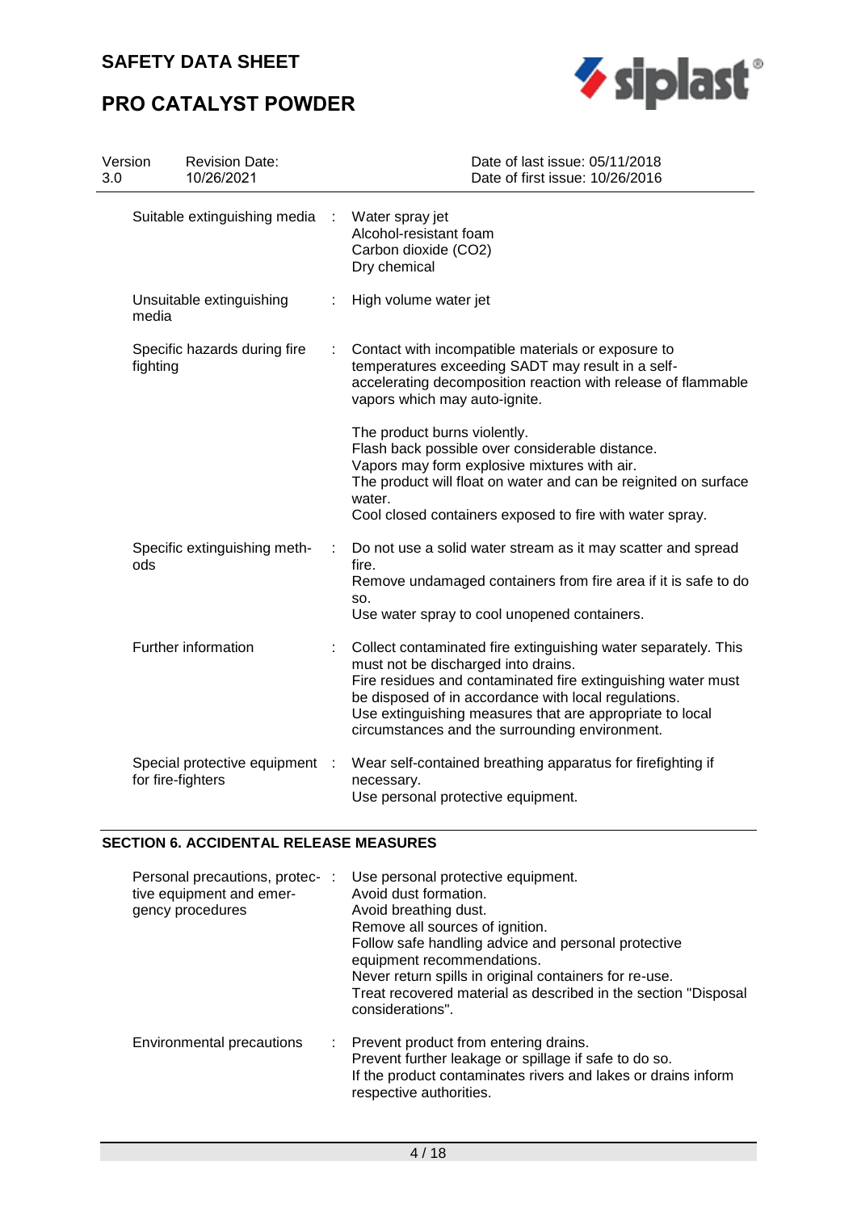| | | |
|---|---|---|
| Suitable extinguishing media | : | Water spray jet<br>Alcohol-resistant foam<br>Carbon dioxide ($CO_2$)<br>Dry chemical |
| Unsuitable extinguishing media | : | High volume water jet |
| Specific hazards during fire fighting | : | Contact with incompatible materials or exposure to temperatures exceeding SADT may result in a self-accelerating decomposition reaction with release of flammable vapors which may auto-ignite.<br><br>The product burns violently.<br>Flash back possible over considerable distance.<br>Vapors may form explosive mixtures with air.<br>The product will float on water and can be reignited on surface water.<br>Cool closed containers exposed to fire with water spray. |
| Specific extinguishing methods | : | Do not use a solid water stream as it may scatter and spread fire.<br>Remove undamaged containers from fire area if it is safe to do so.<br>Use water spray to cool unopened containers. |
| Further information | : | Collect contaminated fire extinguishing water separately. This must not be discharged into drains.<br>Fire residues and contaminated fire extinguishing water must be disposed of in accordance with local regulations.<br>Use extinguishing measures that are appropriate to local circumstances and the surrounding environment. |
| Special protective equipment for fire-fighters | : | Wear self-contained breathing apparatus for firefighting if necessary.<br>Use personal protective equipment. |

## SECTION 6. ACCIDENTAL RELEASE MEASURES

| | | |
|---|---|---|
| Personal precautions, protective equipment and emergency procedures | : | Use personal protective equipment.<br>Avoid dust formation.<br>Avoid breathing dust.<br>Remove all sources of ignition.<br>Follow safe handling advice and personal protective equipment recommendations.<br>Never return spills in original containers for re-use.<br>Treat recovered material as described in the section "Disposal considerations". |
| Environmental precautions | : | Prevent product from entering drains.<br>Prevent further leakage or spillage if safe to do so.<br>If the product contaminates rivers and lakes or drains inform respective authorities. |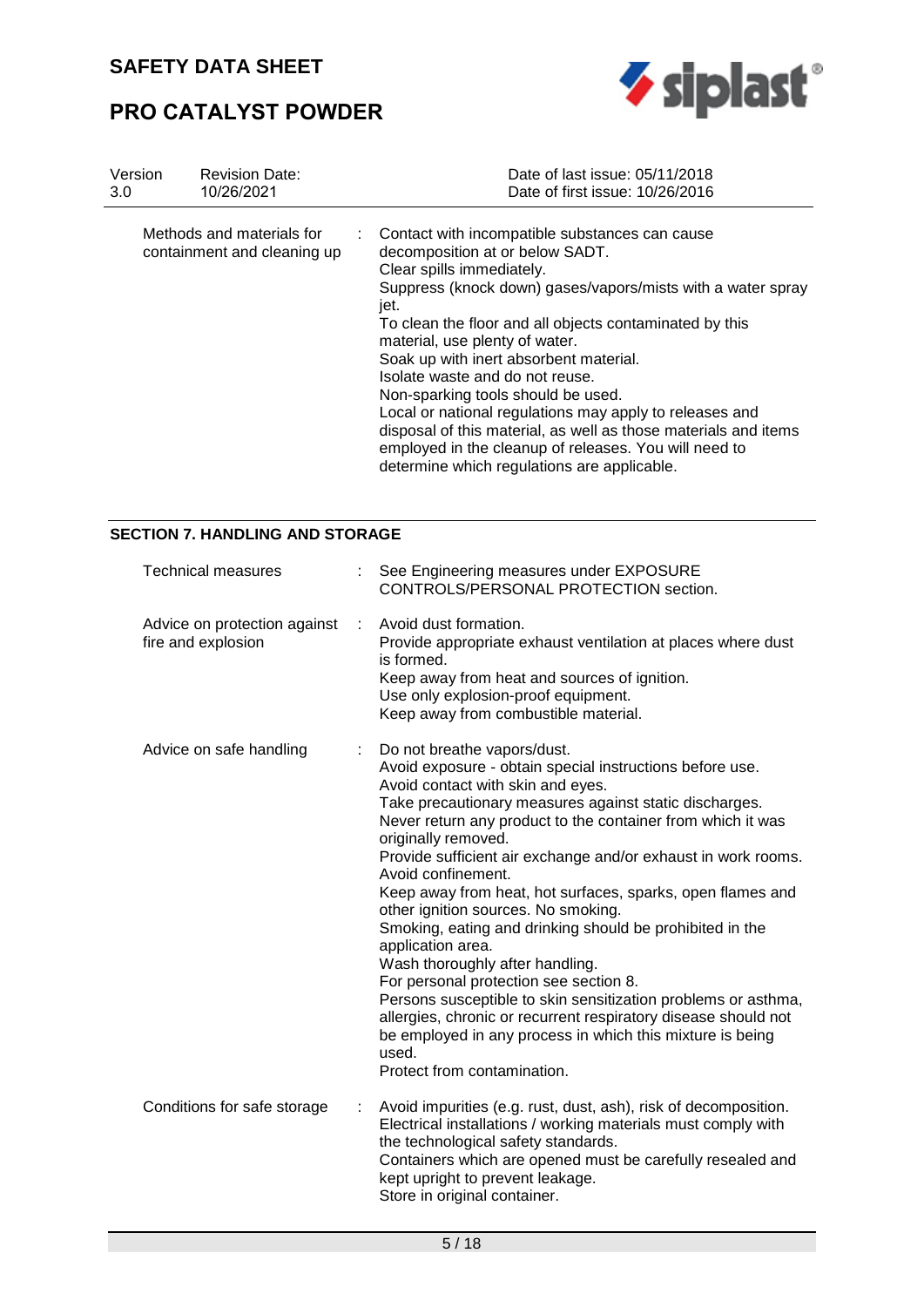| | | |
|---|---|---|
| Methods and materials for containment and cleaning up | : | Contact with incompatible substances can cause decomposition at or below SADT.<br>Clear spills immediately.<br>Suppress (knock down) gases/vapors/mists with a water spray jet.<br>To clean the floor and all objects contaminated by this material, use plenty of water.<br>Soak up with inert absorbent material.<br>Isolate waste and do not reuse.<br>Non-sparking tools should be used.<br>Local or national regulations may apply to releases and disposal of this material, as well as those materials and items employed in the cleanup of releases. You will need to determine which regulations are applicable. |

## SECTION 7. HANDLING AND STORAGE

| | | |
|---|---|---|
| Technical measures | : | See Engineering measures under EXPOSURE CONTROLS/PERSONAL PROTECTION section. |
| Advice on protection against fire and explosion | : | Avoid dust formation.<br>Provide appropriate exhaust ventilation at places where dust is formed.<br>Keep away from heat and sources of ignition.<br>Use only explosion-proof equipment.<br>Keep away from combustible material. |
| Advice on safe handling | : | Do not breathe vapors/dust.<br>Avoid exposure - obtain special instructions before use.<br>Avoid contact with skin and eyes.<br>Take precautionary measures against static discharges.<br>Never return any product to the container from which it was originally removed.<br>Provide sufficient air exchange and/or exhaust in work rooms.<br>Avoid confinement.<br>Keep away from heat, hot surfaces, sparks, open flames and other ignition sources. No smoking.<br>Smoking, eating and drinking should be prohibited in the application area.<br>Wash thoroughly after handling.<br>For personal protection see section 8.<br>Persons susceptible to skin sensitization problems or asthma, allergies, chronic or recurrent respiratory disease should not be employed in any process in which this mixture is being used.<br>Protect from contamination. |
| Conditions for safe storage | : | Avoid impurities (e.g. rust, dust, ash), risk of decomposition.<br>Electrical installations / working materials must comply with the technological safety standards.<br>Containers which are opened must be carefully resealed and kept upright to prevent leakage.<br>Store in original container. |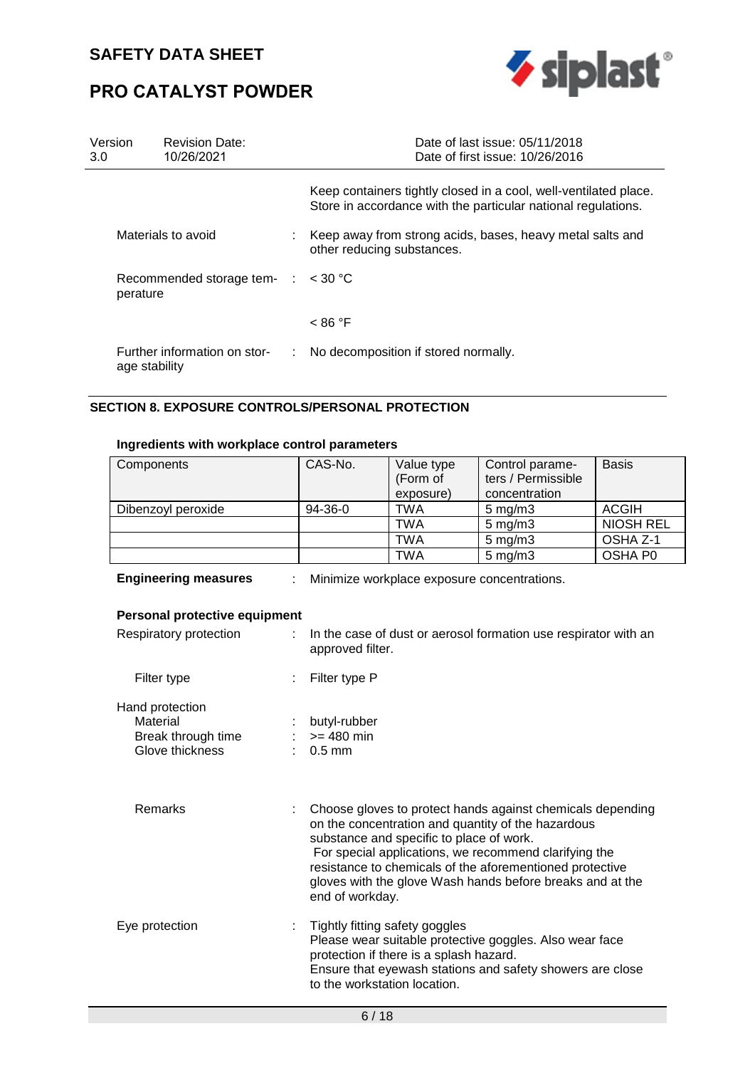| Version | Revision Date: | Date of last issue: 05/11/2018 |
|---|---|---|
| 3.0 | 10/26/2021 | Date of first issue: 10/26/2016 |

Keep containers tightly closed in a cool, well-ventilated place. Store in accordance with the particular national regulations.

Materials to avoid : Keep away from strong acids, bases, heavy metal salts and other reducing substances.

Recommended storage temperature : < 30 °C

< 86 °F

Further information on storage stability : No decomposition if stored normally.

## SECTION 8. EXPOSURE CONTROLS/PERSONAL PROTECTION

### Ingredients with workplace control parameters

| Components | CAS-No. | Value type (Form of exposure) | Control parameters / Permissible concentration | Basis |
|---|---|---|---|---|
| Dibenzoyl peroxide | 94-36-0 | TWA | 5 mg/m3 | ACGIH |
| | | TWA | 5 mg/m3 | NIOSH REL |
| | | TWA | 5 mg/m3 | OSHA Z-1 |
| | | TWA | 5 mg/m3 | OSHA P0 |

**Engineering measures** : Minimize workplace exposure concentrations.

### Personal protective equipment

Respiratory protection : In the case of dust or aerosol formation use respirator with an approved filter.

Filter type : Filter type P

Hand protection
- Material : butyl-rubber
- Break through time : >= 480 min
- Glove thickness : 0.5 mm

Remarks : Choose gloves to protect hands against chemicals depending on the concentration and quantity of the hazardous substance and specific to place of work. For special applications, we recommend clarifying the resistance to chemicals of the aforementioned protective gloves with the glove Wash hands before breaks and at the end of workday.

Eye protection : Tightly fitting safety goggles
Please wear suitable protective goggles. Also wear face protection if there is a splash hazard.
Ensure that eyewash stations and safety showers are close to the workstation location.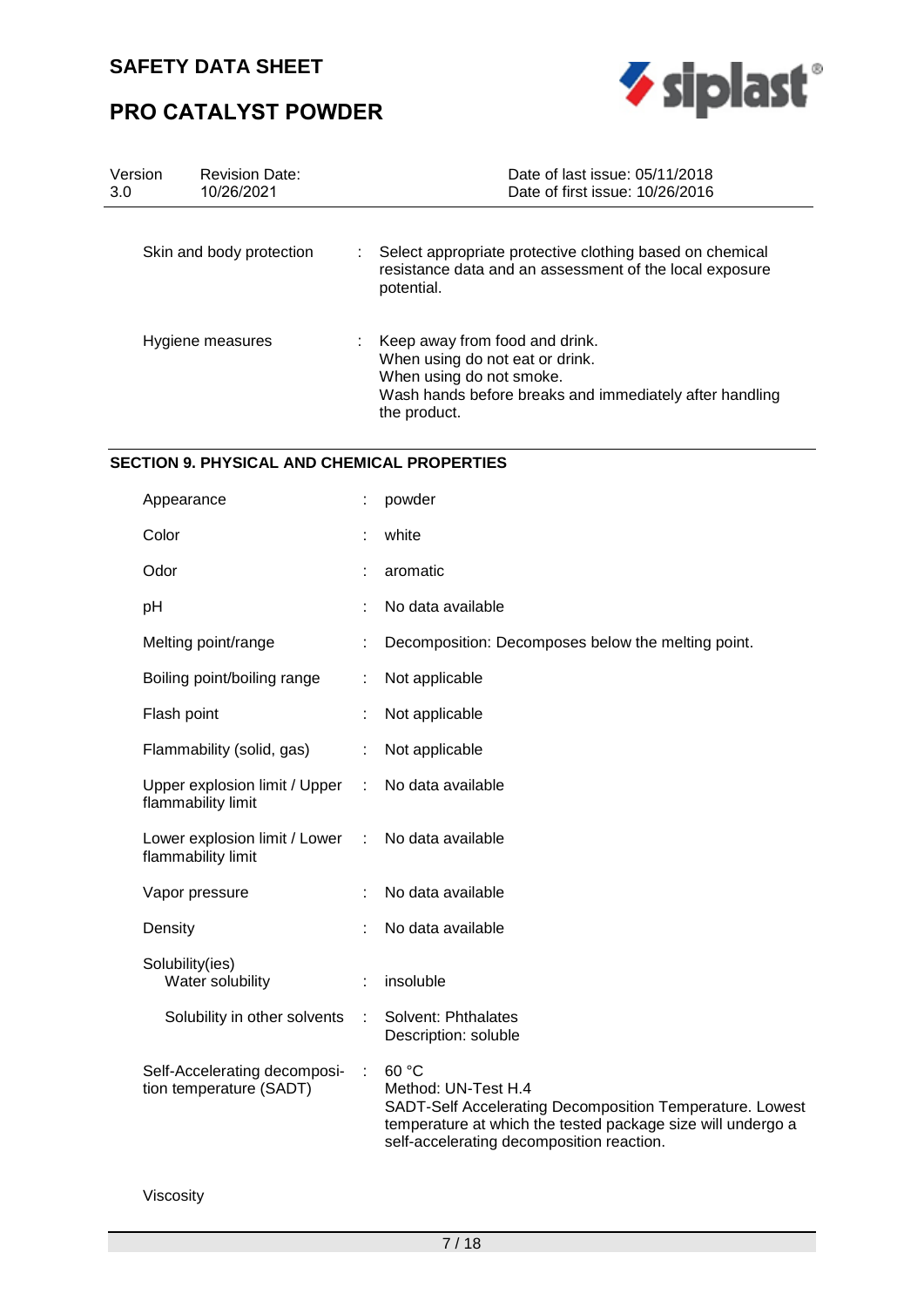| | | |
|---|---|---|
| Skin and body protection | : | Select appropriate protective clothing based on chemical resistance data and an assessment of the local exposure potential. |
| Hygiene measures | : | Keep away from food and drink.<br>When using do not eat or drink.<br>When using do not smoke.<br>Wash hands before breaks and immediately after handling the product. |

## SECTION 9. PHYSICAL AND CHEMICAL PROPERTIES

| | | |
|---|---|---|
| Appearance | : | powder |
| Color | : | white |
| Odor | : | aromatic |
| pH | : | No data available |
| Melting point/range | : | Decomposition: Decomposes below the melting point. |
| Boiling point/boiling range | : | Not applicable |
| Flash point | : | Not applicable |
| Flammability (solid, gas) | : | Not applicable |
| Upper explosion limit / Upper flammability limit | : | No data available |
| Lower explosion limit / Lower flammability limit | : | No data available |
| Vapor pressure | : | No data available |
| Density | : | No data available |
| Solubility(ies)<br>Water solubility | : | insoluble |
| Solubility in other solvents | : | Solvent: Phthalates<br>Description: soluble |
| Self-Accelerating decomposition temperature (SADT) | : | 60 °C<br>Method: UN-Test H.4<br>SADT-Self Accelerating Decomposition Temperature. Lowest temperature at which the tested package size will undergo a self-accelerating decomposition reaction. |

Viscosity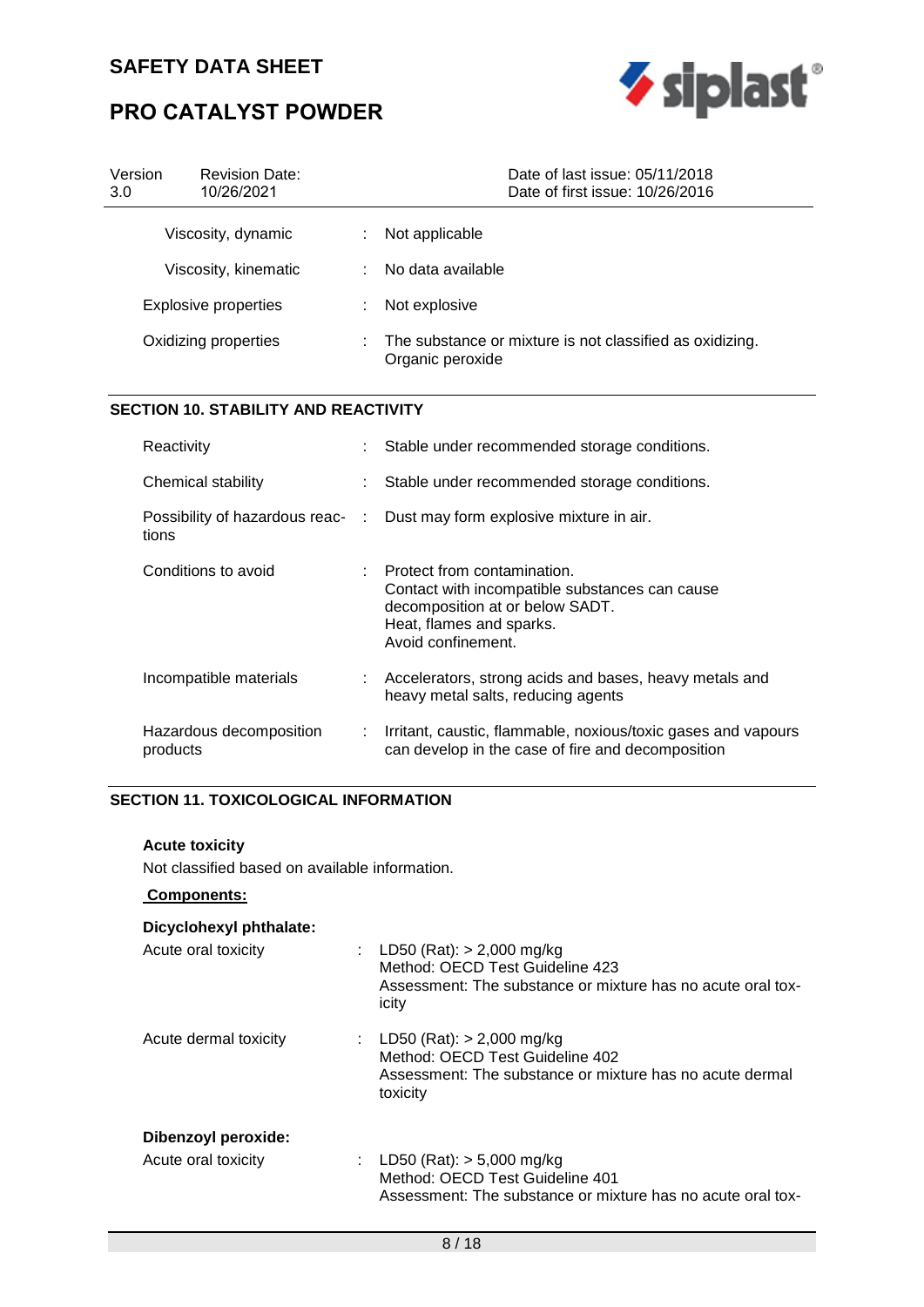| | | |
|---|---|---|
| Viscosity, dynamic | : | Not applicable |
| Viscosity, kinematic | : | No data available |
| Explosive properties | : | Not explosive |
| Oxidizing properties | : | The substance or mixture is not classified as oxidizing. Organic peroxide |

## SECTION 10. STABILITY AND REACTIVITY

| | | |
|---|---|---|
| Reactivity | : | Stable under recommended storage conditions. |
| Chemical stability | : | Stable under recommended storage conditions. |
| Possibility of hazardous reactions | : | Dust may form explosive mixture in air. |
| Conditions to avoid | : | Protect from contamination.<br>Contact with incompatible substances can cause decomposition at or below SADT.<br>Heat, flames and sparks.<br>Avoid confinement. |
| Incompatible materials | : | Accelerators, strong acids and bases, heavy metals and heavy metal salts, reducing agents |
| Hazardous decomposition products | : | Irritant, caustic, flammable, noxious/toxic gases and vapours can develop in the case of fire and decomposition |

## SECTION 11. TOXICOLOGICAL INFORMATION

**Acute toxicity**

Not classified based on available information.

**Components:**

**Dicyclohexyl phthalate:**

| | | |
|---|---|---|
| Acute oral toxicity | : | LD50 (Rat): > 2,000 mg/kg<br>Method: OECD Test Guideline 423<br>Assessment: The substance or mixture has no acute oral toxicity |
| Acute dermal toxicity | : | LD50 (Rat): > 2,000 mg/kg<br>Method: OECD Test Guideline 402<br>Assessment: The substance or mixture has no acute dermal toxicity |

**Dibenzoyl peroxide:**

| | | |
|---|---|---|
| Acute oral toxicity | : | LD50 (Rat): > 5,000 mg/kg<br>Method: OECD Test Guideline 401<br>Assessment: The substance or mixture has no acute oral tox- |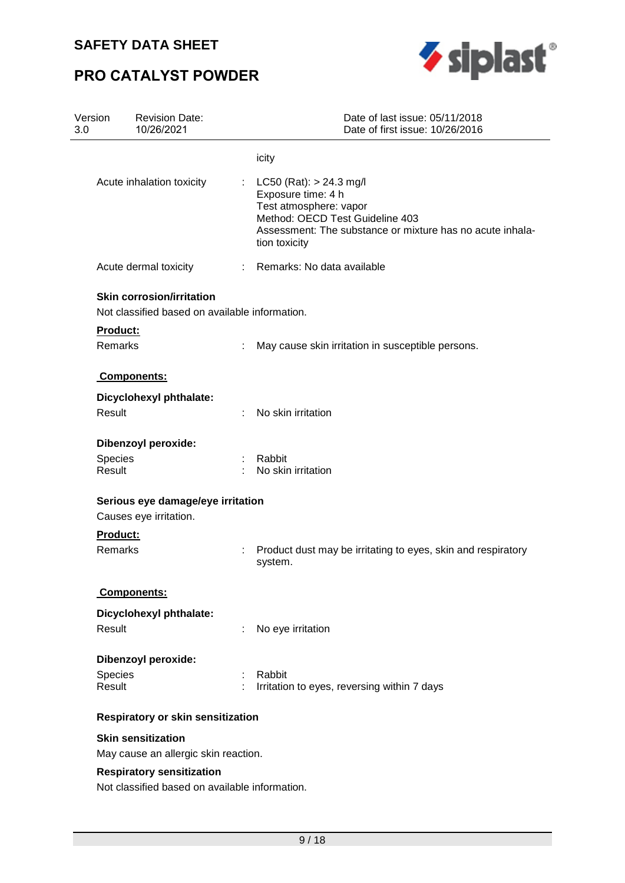icity

Acute inhalation toxicity : LC50 (Rat): > 24.3 mg/l
Exposure time: 4 h
Test atmosphere: vapor
Method: OECD Test Guideline 403
Assessment: The substance or mixture has no acute inhalation toxicity

Acute dermal toxicity : Remarks: No data available

**Skin corrosion/irritation**

Not classified based on available information.

**Product:**

Remarks : May cause skin irritation in susceptible persons.

**Components:**

**Dicyclohexyl phthalate:**

Result : No skin irritation

**Dibenzoyl peroxide:**

Species : Rabbit
Result : No skin irritation

**Serious eye damage/eye irritation**

Causes eye irritation.

**Product:**

Remarks : Product dust may be irritating to eyes, skin and respiratory system.

**Components:**

**Dicyclohexyl phthalate:**

Result : No eye irritation

**Dibenzoyl peroxide:**

Species : Rabbit
Result : Irritation to eyes, reversing within 7 days

**Respiratory or skin sensitization**

**Skin sensitization**

May cause an allergic skin reaction.

**Respiratory sensitization**

Not classified based on available information.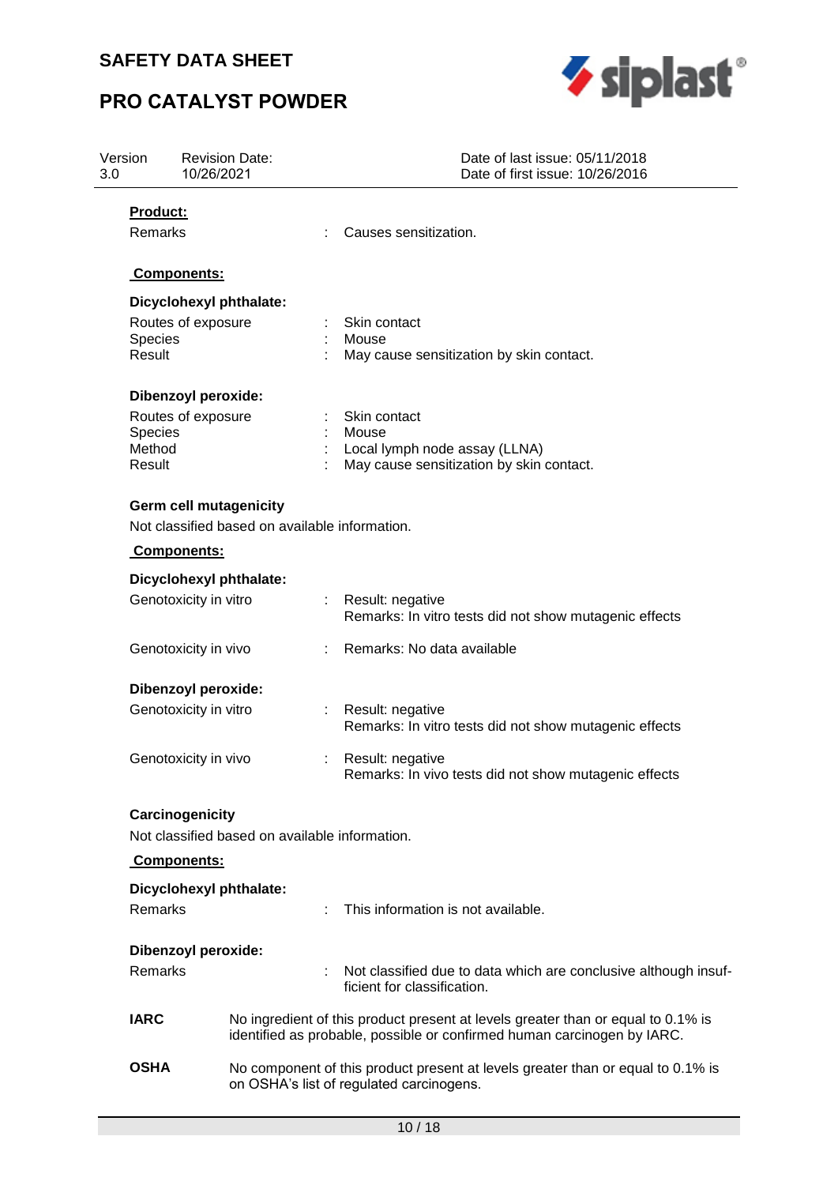**Product:**

Remarks : Causes sensitization.

**Components:**

**Dicyclohexyl phthalate:**

Routes of exposure : Skin contact
Species : Mouse
Result : May cause sensitization by skin contact.

**Dibenzoyl peroxide:**

Routes of exposure : Skin contact
Species : Mouse
Method : Local lymph node assay (LLNA)
Result : May cause sensitization by skin contact.

**Germ cell mutagenicity**

Not classified based on available information.

**Components:**

**Dicyclohexyl phthalate:**

Genotoxicity in vitro : Result: negative
Remarks: In vitro tests did not show mutagenic effects

Genotoxicity in vivo : Remarks: No data available

**Dibenzoyl peroxide:**

Genotoxicity in vitro : Result: negative
Remarks: In vitro tests did not show mutagenic effects

Genotoxicity in vivo : Result: negative
Remarks: In vivo tests did not show mutagenic effects

**Carcinogenicity**

Not classified based on available information.

**Components:**

**Dicyclohexyl phthalate:**

Remarks : This information is not available.

**Dibenzoyl peroxide:**

Remarks : Not classified due to data which are conclusive although insufficient for classification.

**IARC** No ingredient of this product present at levels greater than or equal to 0.1% is identified as probable, possible or confirmed human carcinogen by IARC.

**OSHA** No component of this product present at levels greater than or equal to 0.1% is on OSHA's list of regulated carcinogens.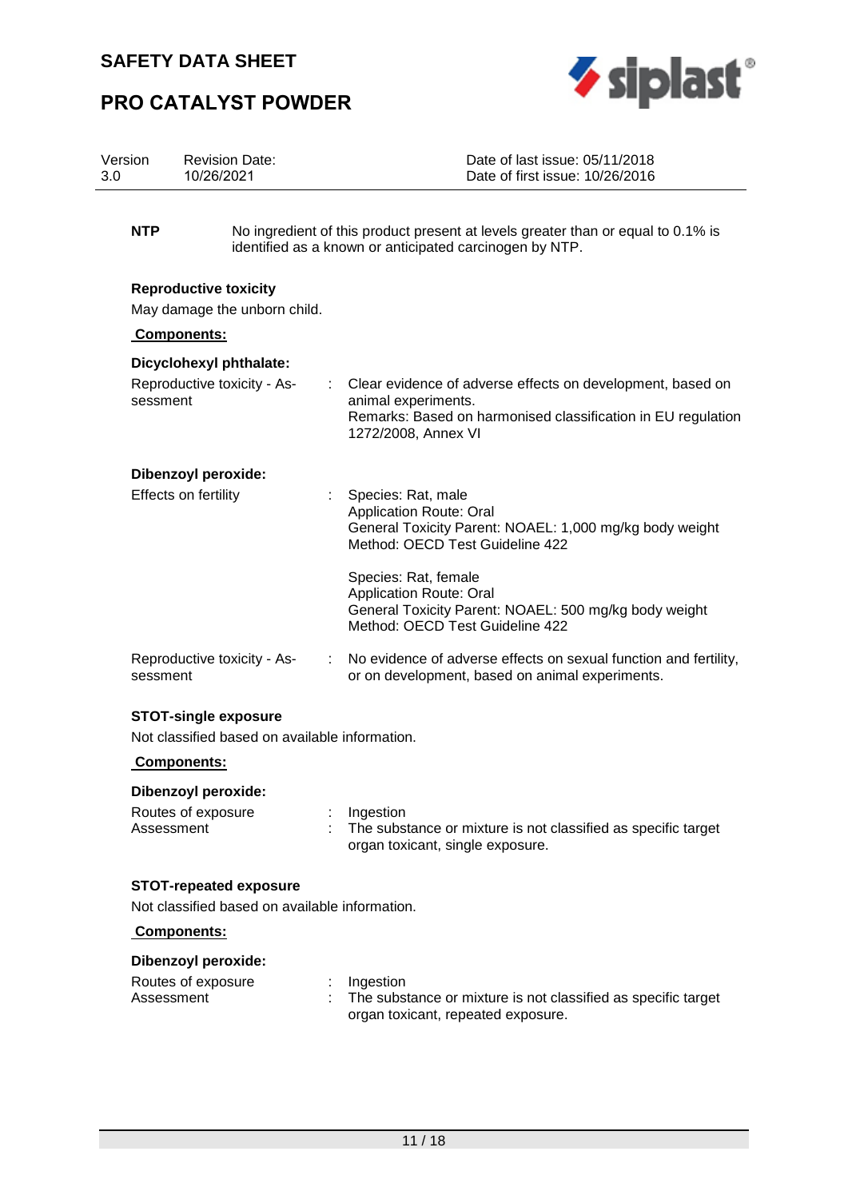**NTP**

No ingredient of this product present at levels greater than or equal to 0.1% is identified as a known or anticipated carcinogen by NTP.

**Reproductive toxicity**

May damage the unborn child.

**Components:**

**Dicyclohexyl phthalate:**

Reproductive toxicity - Assessment : Clear evidence of adverse effects on development, based on animal experiments.
Remarks: Based on harmonised classification in EU regulation 1272/2008, Annex VI

**Dibenzoyl peroxide:**

Effects on fertility : Species: Rat, male
Application Route: Oral
General Toxicity Parent: NOAEL: 1,000 mg/kg body weight
Method: OECD Test Guideline 422

Species: Rat, female
Application Route: Oral
General Toxicity Parent: NOAEL: 500 mg/kg body weight
Method: OECD Test Guideline 422

Reproductive toxicity - Assessment : No evidence of adverse effects on sexual function and fertility, or on development, based on animal experiments.

**STOT-single exposure**

Not classified based on available information.

**Components:**

**Dibenzoyl peroxide:**

Routes of exposure : Ingestion
Assessment : The substance or mixture is not classified as specific target organ toxicant, single exposure.

**STOT-repeated exposure**

Not classified based on available information.

**Components:**

**Dibenzoyl peroxide:**

Routes of exposure : Ingestion
Assessment : The substance or mixture is not classified as specific target organ toxicant, repeated exposure.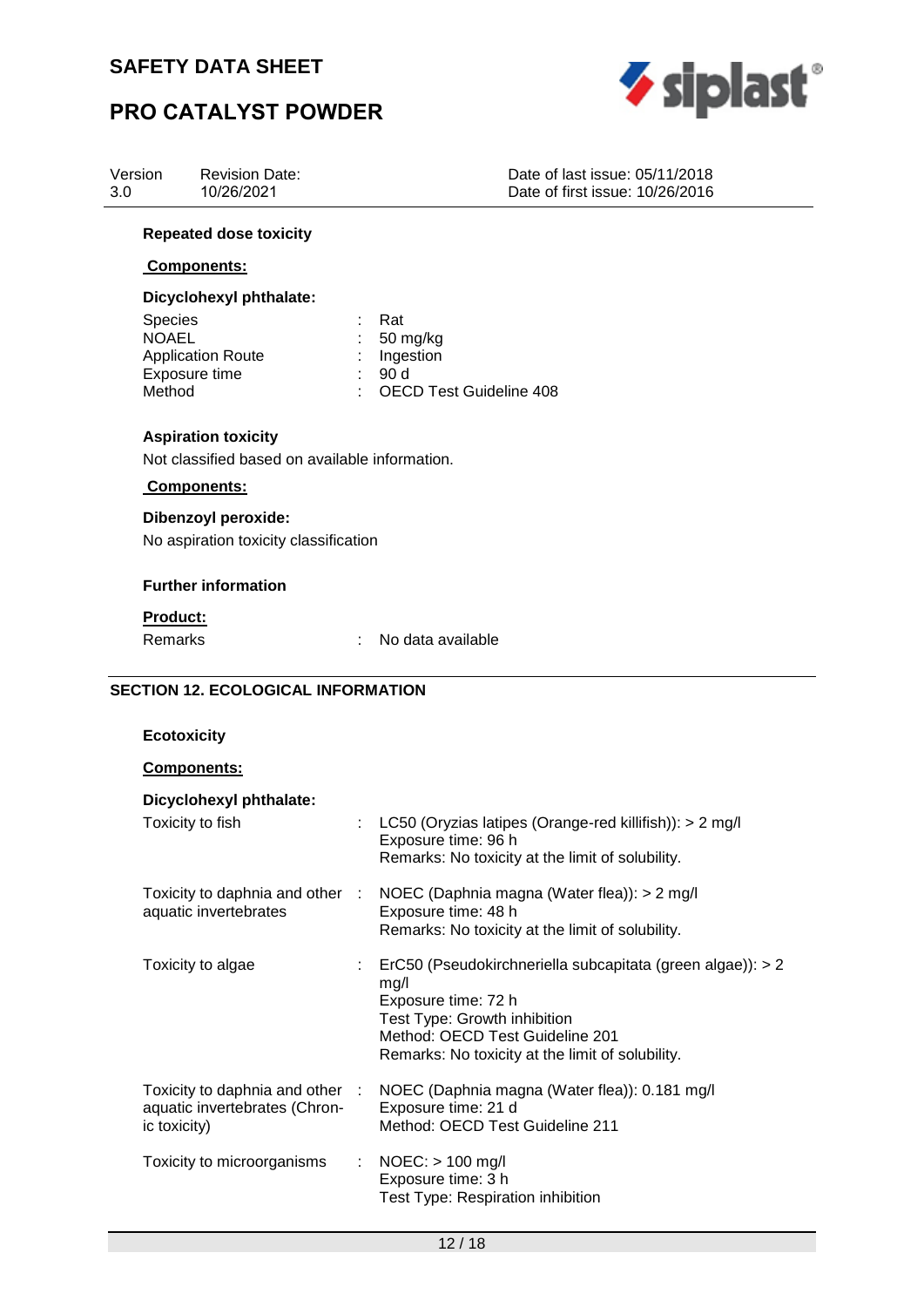**Repeated dose toxicity**

**Components:**

**Dicyclohexyl phthalate:**

| | | |
|---|---|---|
| Species | : | Rat |
| NOAEL | : | 50 mg/kg |
| Application Route | : | Ingestion |
| Exposure time | : | 90 d |
| Method | : | OECD Test Guideline 408 |

**Aspiration toxicity**

Not classified based on available information.

**Components:**

**Dibenzoyl peroxide:**

No aspiration toxicity classification

**Further information**

**Product:**

Remarks : No data available

## SECTION 12. ECOLOGICAL INFORMATION

**Ecotoxicity**

**Components:**

**Dicyclohexyl phthalate:**

Toxicity to fish : LC50 (Oryzias latipes (Orange-red killifish)): > 2 mg/l
Exposure time: 96 h
Remarks: No toxicity at the limit of solubility.

Toxicity to daphnia and other aquatic invertebrates : NOEC (Daphnia magna (Water flea)): > 2 mg/l
Exposure time: 48 h
Remarks: No toxicity at the limit of solubility.

Toxicity to algae : ErC50 (Pseudokirchneriella subcapitata (green algae)): > 2 mg/l
Exposure time: 72 h
Test Type: Growth inhibition
Method: OECD Test Guideline 201
Remarks: No toxicity at the limit of solubility.

Toxicity to daphnia and other aquatic invertebrates (Chronic toxicity) : NOEC (Daphnia magna (Water flea)): 0.181 mg/l
Exposure time: 21 d
Method: OECD Test Guideline 211

Toxicity to microorganisms : NOEC: > 100 mg/l
Exposure time: 3 h
Test Type: Respiration inhibition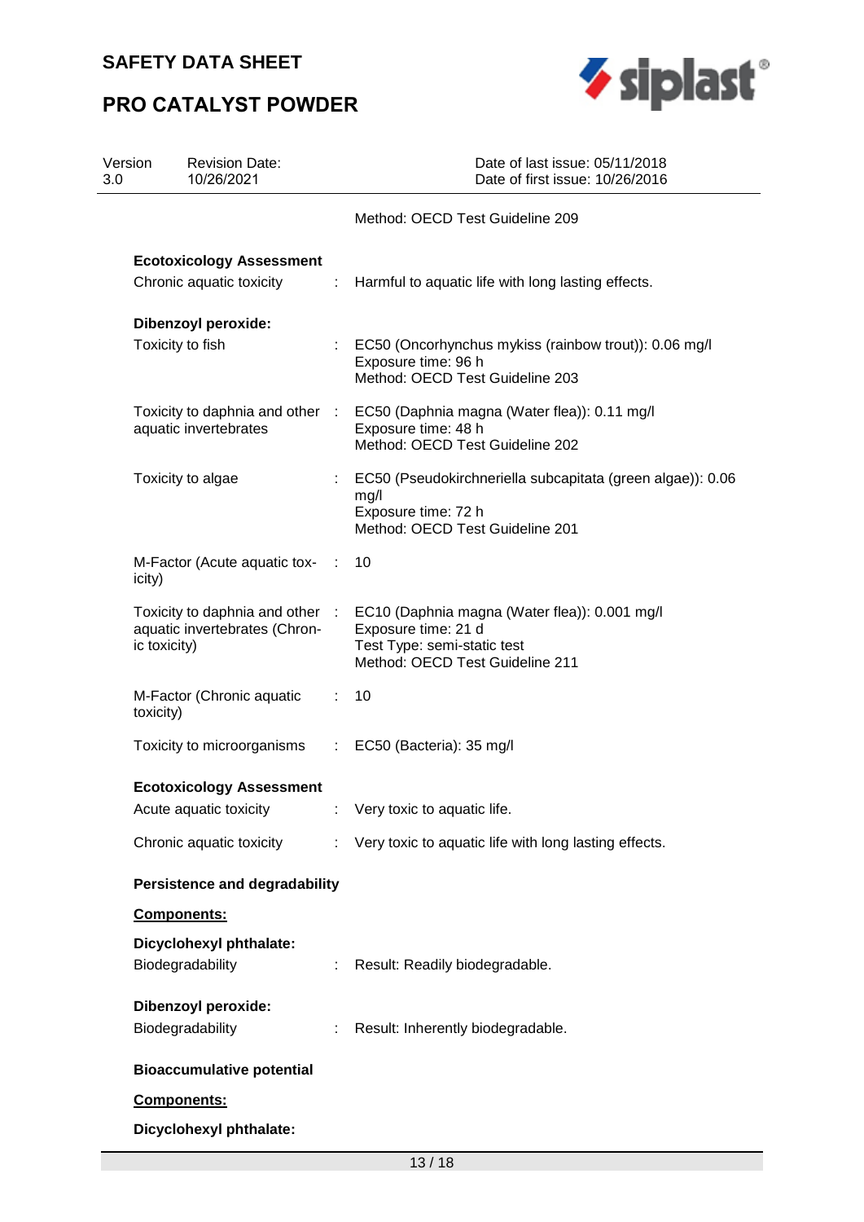Method: OECD Test Guideline 209

**Ecotoxicology Assessment**

Chronic aquatic toxicity : Harmful to aquatic life with long lasting effects.

**Dibenzoyl peroxide:**

Toxicity to fish : EC50 (Oncorhynchus mykiss (rainbow trout)): 0.06 mg/l
Exposure time: 96 h
Method: OECD Test Guideline 203

Toxicity to daphnia and other aquatic invertebrates : EC50 (Daphnia magna (Water flea)): 0.11 mg/l
Exposure time: 48 h
Method: OECD Test Guideline 202

Toxicity to algae : EC50 (Pseudokirchneriella subcapitata (green algae)): 0.06 mg/l
Exposure time: 72 h
Method: OECD Test Guideline 201

M-Factor (Acute aquatic toxicity) : 10

Toxicity to daphnia and other aquatic invertebrates (Chronic toxicity) : EC10 (Daphnia magna (Water flea)): 0.001 mg/l
Exposure time: 21 d
Test Type: semi-static test
Method: OECD Test Guideline 211

M-Factor (Chronic aquatic toxicity) : 10

Toxicity to microorganisms : EC50 (Bacteria): 35 mg/l

**Ecotoxicology Assessment**

Acute aquatic toxicity : Very toxic to aquatic life.

Chronic aquatic toxicity : Very toxic to aquatic life with long lasting effects.

**Persistence and degradability**

**Components:**

**Dicyclohexyl phthalate:**

Biodegradability : Result: Readily biodegradable.

**Dibenzoyl peroxide:**

Biodegradability : Result: Inherently biodegradable.

**Bioaccumulative potential**

**Components:**

**Dicyclohexyl phthalate:**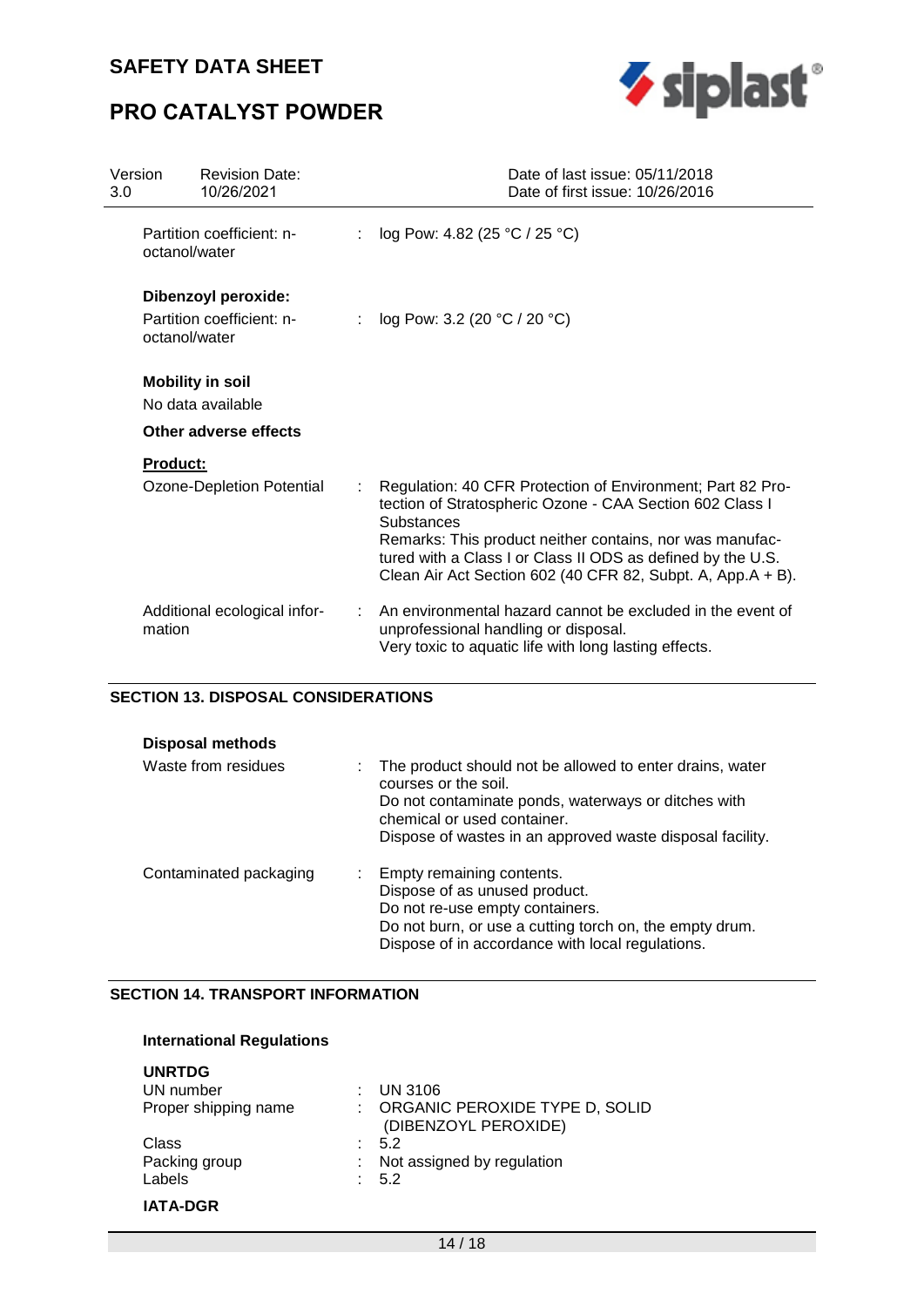Partition coefficient: n-octanol/water : log Pow: 4.82 (25 °C / 25 °C)

**Dibenzoyl peroxide:**

Partition coefficient: n-octanol/water : log Pow: 3.2 (20 °C / 20 °C)

**Mobility in soil**

No data available

**Other adverse effects**

**Product:**

Ozone-Depletion Potential : Regulation: 40 CFR Protection of Environment; Part 82 Protection of Stratospheric Ozone - CAA Section 602 Class I Substances
Remarks: This product neither contains, nor was manufactured with a Class I or Class II ODS as defined by the U.S. Clean Air Act Section 602 (40 CFR 82, Subpt. A, App.A + B).

Additional ecological information : An environmental hazard cannot be excluded in the event of unprofessional handling or disposal.
Very toxic to aquatic life with long lasting effects.

## SECTION 13. DISPOSAL CONSIDERATIONS

**Disposal methods**

Waste from residues : The product should not be allowed to enter drains, water courses or the soil.
Do not contaminate ponds, waterways or ditches with chemical or used container.
Dispose of wastes in an approved waste disposal facility.

Contaminated packaging : Empty remaining contents.
Dispose of as unused product.
Do not re-use empty containers.
Do not burn, or use a cutting torch on, the empty drum.
Dispose of in accordance with local regulations.

## SECTION 14. TRANSPORT INFORMATION

**International Regulations**

**UNRTDG**

UN number : UN 3106
Proper shipping name : ORGANIC PEROXIDE TYPE D, SOLID (DIBENZOYL PEROXIDE)
Class : 5.2
Packing group : Not assigned by regulation
Labels : 5.2

**IATA-DGR**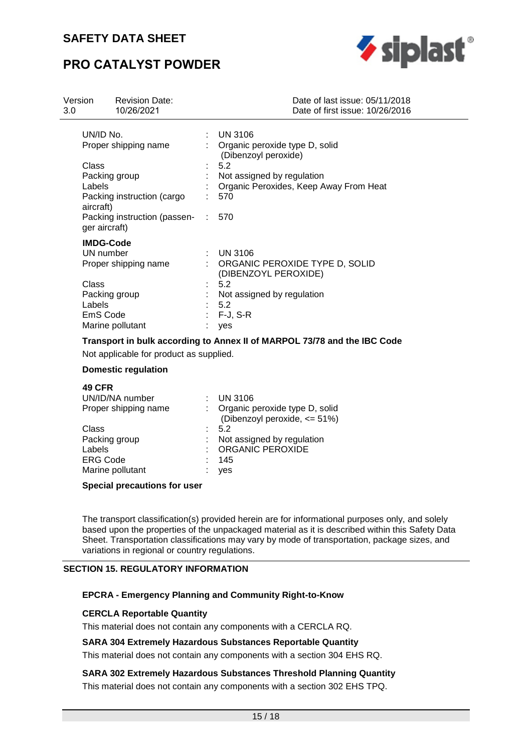| | | |
|---|---|---|
| UN/ID No. | : | UN 3106 |
| Proper shipping name | : | Organic peroxide type D, solid (Dibenzoyl peroxide) |
| Class | : | 5.2 |
| Packing group | : | Not assigned by regulation |
| Labels | : | Organic Peroxides, Keep Away From Heat |
| Packing instruction (cargo aircraft) | : | 570 |
| Packing instruction (passenger aircraft) | : | 570 |

**IMDG-Code**

| | | |
|---|---|---|
| UN number | : | UN 3106 |
| Proper shipping name | : | ORGANIC PEROXIDE TYPE D, SOLID (DIBENZOYL PEROXIDE) |
| Class | : | 5.2 |
| Packing group | : | Not assigned by regulation |
| Labels | : | 5.2 |
| EmS Code | : | F-J, S-R |
| Marine pollutant | : | yes |

**Transport in bulk according to Annex II of MARPOL 73/78 and the IBC Code**

Not applicable for product as supplied.

**Domestic regulation**

**49 CFR**

| | | |
|---|---|---|
| UN/ID/NA number | : | UN 3106 |
| Proper shipping name | : | Organic peroxide type D, solid (Dibenzoyl peroxide, <= 51%) |
| Class | : | 5.2 |
| Packing group | : | Not assigned by regulation |
| Labels | : | ORGANIC PEROXIDE |
| ERG Code | : | 145 |
| Marine pollutant | : | yes |

**Special precautions for user**

The transport classification(s) provided herein are for informational purposes only, and solely based upon the properties of the unpackaged material as it is described within this Safety Data Sheet. Transportation classifications may vary by mode of transportation, package sizes, and variations in regional or country regulations.

## SECTION 15. REGULATORY INFORMATION

**EPCRA - Emergency Planning and Community Right-to-Know**

**CERCLA Reportable Quantity**

This material does not contain any components with a CERCLA RQ.

**SARA 304 Extremely Hazardous Substances Reportable Quantity**

This material does not contain any components with a section 304 EHS RQ.

**SARA 302 Extremely Hazardous Substances Threshold Planning Quantity**

This material does not contain any components with a section 302 EHS TPQ.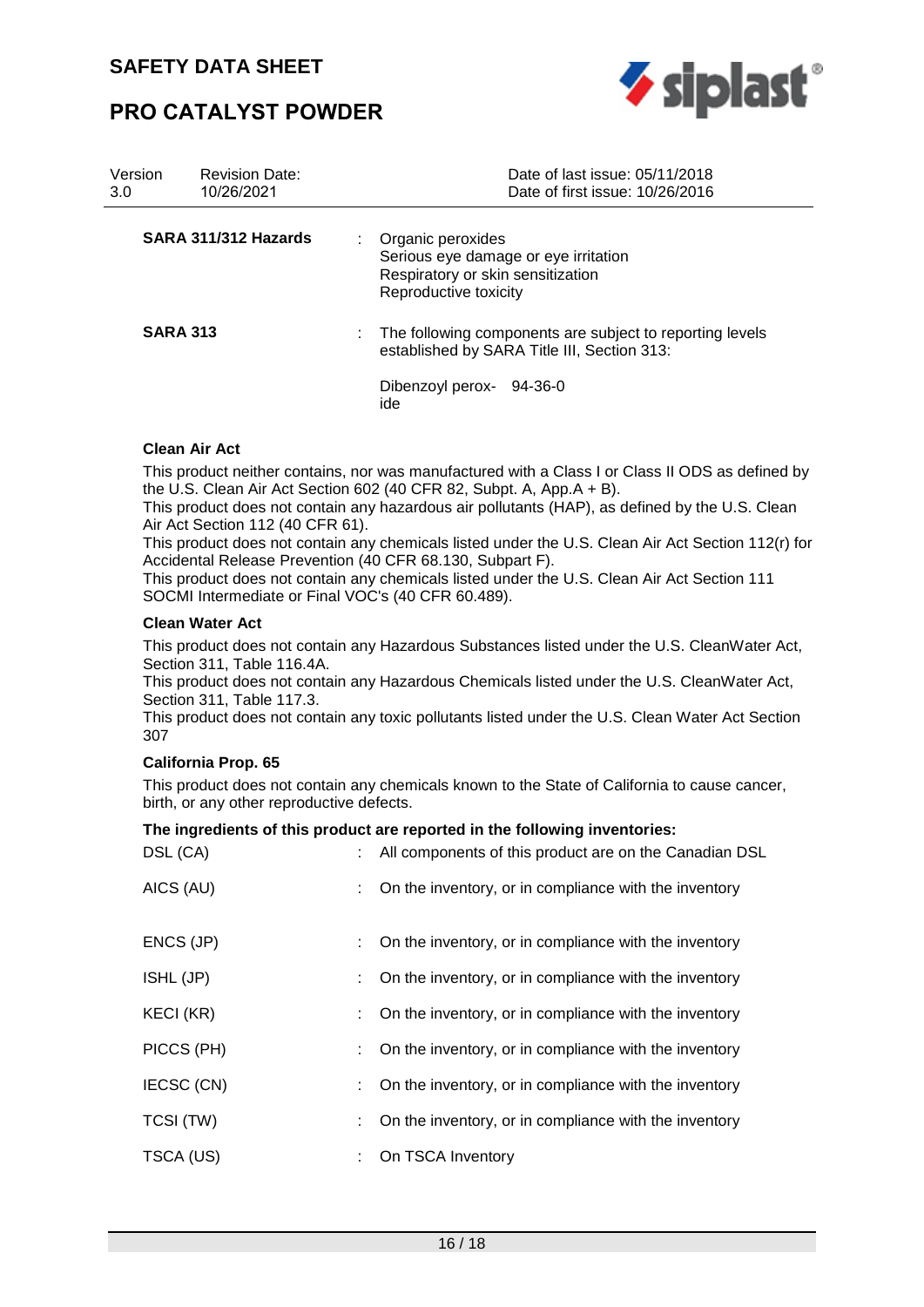| Version 3.0 | Revision Date: 10/26/2021 | Date of last issue: 05/11/2018<br>Date of first issue: 10/26/2016 |
|---|---|---|

**SARA 311/312 Hazards** : Organic peroxides
Serious eye damage or eye irritation
Respiratory or skin sensitization
Reproductive toxicity

**SARA 313** : The following components are subject to reporting levels established by SARA Title III, Section 313:

| | |
|---|---|
| Dibenzoyl peroxide | 94-36-0 |

**Clean Air Act**

This product neither contains, nor was manufactured with a Class I or Class II ODS as defined by the U.S. Clean Air Act Section 602 (40 CFR 82, Subpt. A, App.A + B).
This product does not contain any hazardous air pollutants (HAP), as defined by the U.S. Clean Air Act Section 112 (40 CFR 61).
This product does not contain any chemicals listed under the U.S. Clean Air Act Section 112(r) for Accidental Release Prevention (40 CFR 68.130, Subpart F).
This product does not contain any chemicals listed under the U.S. Clean Air Act Section 111 SOCMI Intermediate or Final VOC's (40 CFR 60.489).

**Clean Water Act**

This product does not contain any Hazardous Substances listed under the U.S. CleanWater Act, Section 311, Table 116.4A.
This product does not contain any Hazardous Chemicals listed under the U.S. CleanWater Act, Section 311, Table 117.3.
This product does not contain any toxic pollutants listed under the U.S. Clean Water Act Section 307

**California Prop. 65**

This product does not contain any chemicals known to the State of California to cause cancer, birth, or any other reproductive defects.

**The ingredients of this product are reported in the following inventories:**

| | |
|---|---|
| DSL (CA) | All components of this product are on the Canadian DSL |
| AICS (AU) | On the inventory, or in compliance with the inventory |
| ENCS (JP) | On the inventory, or in compliance with the inventory |
| ISHL (JP) | On the inventory, or in compliance with the inventory |
| KECI (KR) | On the inventory, or in compliance with the inventory |
| PICCS (PH) | On the inventory, or in compliance with the inventory |
| IECSC (CN) | On the inventory, or in compliance with the inventory |
| TCSI (TW) | On the inventory, or in compliance with the inventory |
| TSCA (US) | On TSCA Inventory |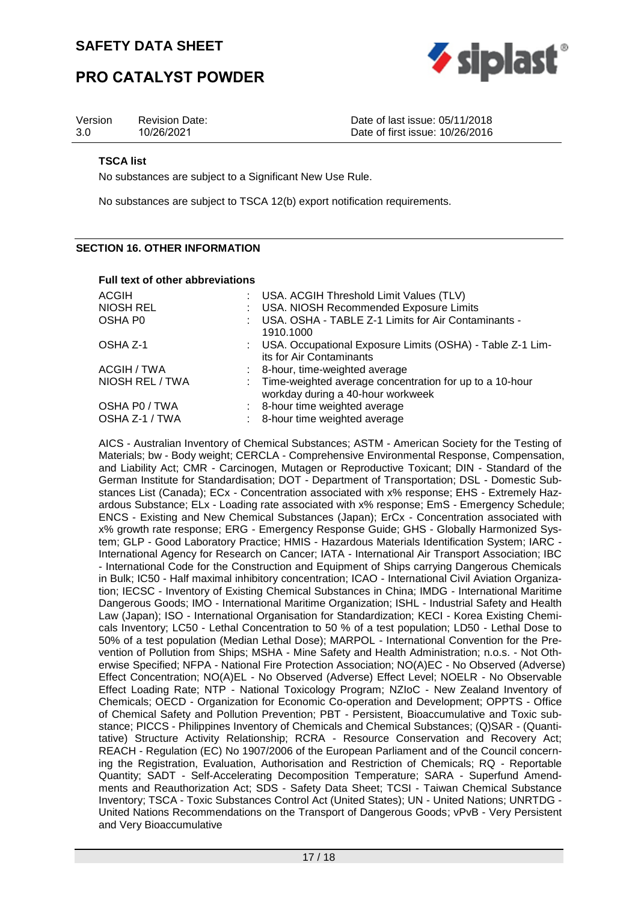# SAFETY DATA SHEET

# PRO CATALYST POWDER

| Version | Revision Date: | Date of last issue: 05/11/2018 |
|---|---|---|
| 3.0 | 10/26/2021 | Date of first issue: 10/26/2016 |

**TSCA list**

No substances are subject to a Significant New Use Rule.

No substances are subject to TSCA 12(b) export notification requirements.

## SECTION 16. OTHER INFORMATION

**Full text of other abbreviations**

| | | |
|---|---|---|
| ACGIH | : | USA. ACGIH Threshold Limit Values (TLV) |
| NIOSH REL | : | USA. NIOSH Recommended Exposure Limits |
| OSHA P0 | : | USA. OSHA - TABLE Z-1 Limits for Air Contaminants - 1910.1000 |
| OSHA Z-1 | : | USA. Occupational Exposure Limits (OSHA) - Table Z-1 Limits for Air Contaminants |
| ACGIH / TWA | : | 8-hour, time-weighted average |
| NIOSH REL / TWA | : | Time-weighted average concentration for up to a 10-hour workday during a 40-hour workweek |
| OSHA P0 / TWA | : | 8-hour time weighted average |
| OSHA Z-1 / TWA | : | 8-hour time weighted average |

AICS - Australian Inventory of Chemical Substances; ASTM - American Society for the Testing of Materials; bw - Body weight; CERCLA - Comprehensive Environmental Response, Compensation, and Liability Act; CMR - Carcinogen, Mutagen or Reproductive Toxicant; DIN - Standard of the German Institute for Standardisation; DOT - Department of Transportation; DSL - Domestic Substances List (Canada); ECx - Concentration associated with x% response; EHS - Extremely Hazardous Substance; ELx - Loading rate associated with x% response; EmS - Emergency Schedule; ENCS - Existing and New Chemical Substances (Japan); ErCx - Concentration associated with x% growth rate response; ERG - Emergency Response Guide; GHS - Globally Harmonized System; GLP - Good Laboratory Practice; HMIS - Hazardous Materials Identification System; IARC - International Agency for Research on Cancer; IATA - International Air Transport Association; IBC - International Code for the Construction and Equipment of Ships carrying Dangerous Chemicals in Bulk; IC50 - Half maximal inhibitory concentration; ICAO - International Civil Aviation Organization; IECSC - Inventory of Existing Chemical Substances in China; IMDG - International Maritime Dangerous Goods; IMO - International Maritime Organization; ISHL - Industrial Safety and Health Law (Japan); ISO - International Organisation for Standardization; KECI - Korea Existing Chemicals Inventory; LC50 - Lethal Concentration to 50 % of a test population; LD50 - Lethal Dose to 50% of a test population (Median Lethal Dose); MARPOL - International Convention for the Prevention of Pollution from Ships; MSHA - Mine Safety and Health Administration; n.o.s. - Not Otherwise Specified; NFPA - National Fire Protection Association; NO(A)EC - No Observed (Adverse) Effect Concentration; NO(A)EL - No Observed (Adverse) Effect Level; NOELR - No Observable Effect Loading Rate; NTP - National Toxicology Program; NZIoC - New Zealand Inventory of Chemicals; OECD - Organization for Economic Co-operation and Development; OPPTS - Office of Chemical Safety and Pollution Prevention; PBT - Persistent, Bioaccumulative and Toxic substance; PICCS - Philippines Inventory of Chemicals and Chemical Substances; (Q)SAR - (Quantitative) Structure Activity Relationship; RCRA - Resource Conservation and Recovery Act; REACH - Regulation (EC) No 1907/2006 of the European Parliament and of the Council concerning the Registration, Evaluation, Authorisation and Restriction of Chemicals; RQ - Reportable Quantity; SADT - Self-Accelerating Decomposition Temperature; SARA - Superfund Amendments and Reauthorization Act; SDS - Safety Data Sheet; TCSI - Taiwan Chemical Substance Inventory; TSCA - Toxic Substances Control Act (United States); UN - United Nations; UNRTDG - United Nations Recommendations on the Transport of Dangerous Goods; vPvB - Very Persistent and Very Bioaccumulative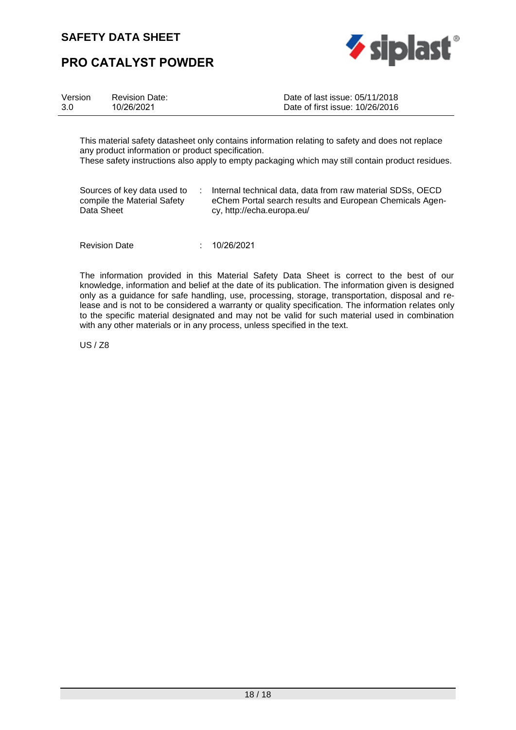This material safety datasheet only contains information relating to safety and does not replace any product information or product specification.
These safety instructions also apply to empty packaging which may still contain product residues.

| | | |
|---|---|---|
| Sources of key data used to compile the Material Safety Data Sheet | : | Internal technical data, data from raw material SDSs, OECD eChem Portal search results and European Chemicals Agency, http://echa.europa.eu/ |
| Revision Date | : | 10/26/2021 |

The information provided in this Material Safety Data Sheet is correct to the best of our knowledge, information and belief at the date of its publication. The information given is designed only as a guidance for safe handling, use, processing, storage, transportation, disposal and release and is not to be considered a warranty or quality specification. The information relates only to the specific material designated and may not be valid for such material used in combination with any other materials or in any process, unless specified in the text.

US / Z8